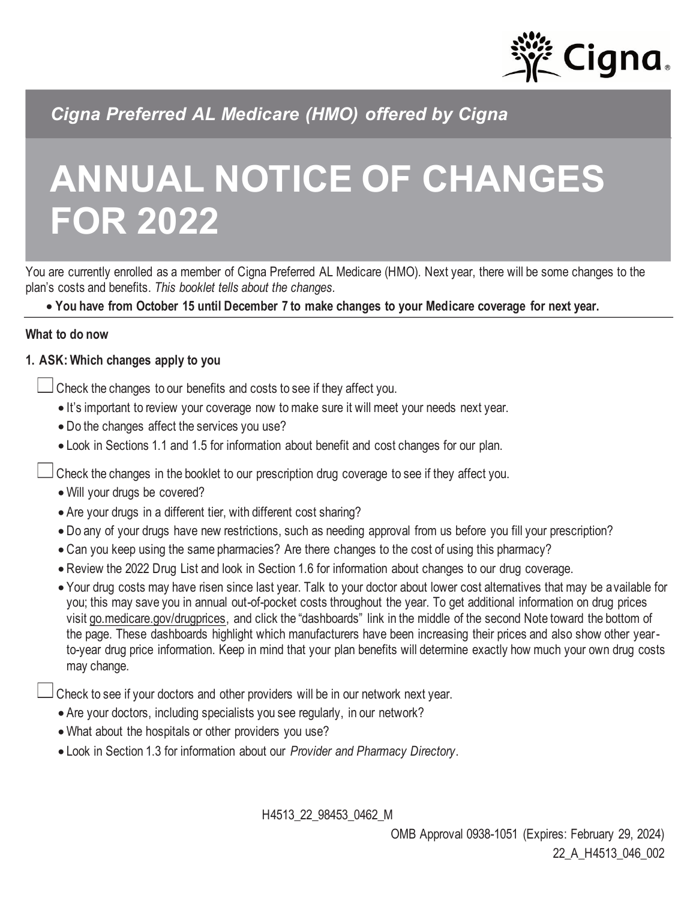*Cigna Preferred AL Medicare (HMO) offered by Cigna*

# ANNUAL NOTICE OF CHANGES FOR 2022

You are currently enrolled as a member of Cigna Preferred AL Medicare (HMO). Next year, there will be some changes to the plan's costs and benefits. *This booklet tells about the changes*.

- **You have from October 15 until December 7 to make changes to your Medicare coverage for next year.**

**What to do now**

**1. ASK: Which changes apply to you**

☐ Check the changes to our benefits and costs to see if they affect you.

- It's important to review your coverage now to make sure it will meet your needs next year.
- Do the changes affect the services you use?
- Look in Sections 1.1 and 1.5 for information about benefit and cost changes for our plan.

☐ Check the changes in the booklet to our prescription drug coverage to see if they affect you.

- Will your drugs be covered?
- Are your drugs in a different tier, with different cost sharing?
- Do any of your drugs have new restrictions, such as needing approval from us before you fill your prescription?
- Can you keep using the same pharmacies? Are there changes to the cost of using this pharmacy?
- Review the 2022 Drug List and look in Section 1.6 for information about changes to our drug coverage.
- Your drug costs may have risen since last year. Talk to your doctor about lower cost alternatives that may be available for you; this may save you in annual out-of-pocket costs throughout the year. To get additional information on drug prices visit go.medicare.gov/drugprices, and click the "dashboards" link in the middle of the second Note toward the bottom of the page. These dashboards highlight which manufacturers have been increasing their prices and also show other year-to-year drug price information. Keep in mind that your plan benefits will determine exactly how much your own drug costs may change.

☐ Check to see if your doctors and other providers will be in our network next year.

- Are your doctors, including specialists you see regularly, in our network?
- What about the hospitals or other providers you use?
- Look in Section 1.3 for information about our *Provider and Pharmacy Directory*.

H4513_22_98453_0462_M

OMB Approval 0938-1051 (Expires: February 29, 2024)

22_A_H4513_046_002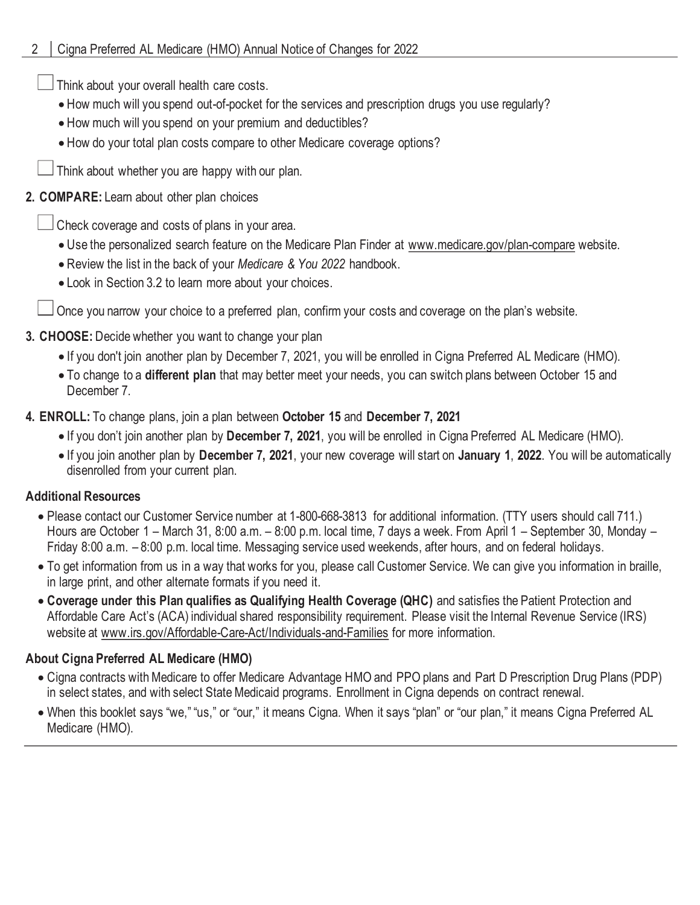- ☐ Think about your overall health care costs.
  - How much will you spend out-of-pocket for the services and prescription drugs you use regularly?
  - How much will you spend on your premium and deductibles?
  - How do your total plan costs compare to other Medicare coverage options?
- ☐ Think about whether you are happy with our plan.

**2. COMPARE:** Learn about other plan choices

- ☐ Check coverage and costs of plans in your area.
  - Use the personalized search feature on the Medicare Plan Finder at www.medicare.gov/plan-compare website.
  - Review the list in the back of your *Medicare & You 2022* handbook.
  - Look in Section 3.2 to learn more about your choices.
- ☐ Once you narrow your choice to a preferred plan, confirm your costs and coverage on the plan's website.

**3. CHOOSE:** Decide whether you want to change your plan

- If you don't join another plan by December 7, 2021, you will be enrolled in Cigna Preferred AL Medicare (HMO).
- To change to a **different plan** that may better meet your needs, you can switch plans between October 15 and December 7.

**4. ENROLL:** To change plans, join a plan between **October 15** and **December 7, 2021**

- If you don't join another plan by **December 7, 2021**, you will be enrolled in Cigna Preferred AL Medicare (HMO).
- If you join another plan by **December 7, 2021**, your new coverage will start on **January 1**, **2022**. You will be automatically disenrolled from your current plan.

### Additional Resources

- Please contact our Customer Service number at 1-800-668-3813 for additional information. (TTY users should call 711.) Hours are October 1 – March 31, 8:00 a.m. – 8:00 p.m. local time, 7 days a week. From April 1 – September 30, Monday – Friday 8:00 a.m. – 8:00 p.m. local time. Messaging service used weekends, after hours, and on federal holidays.
- To get information from us in a way that works for you, please call Customer Service. We can give you information in braille, in large print, and other alternate formats if you need it.
- **Coverage under this Plan qualifies as Qualifying Health Coverage (QHC)** and satisfies the Patient Protection and Affordable Care Act's (ACA) individual shared responsibility requirement. Please visit the Internal Revenue Service (IRS) website at www.irs.gov/Affordable-Care-Act/Individuals-and-Families for more information.

### About Cigna Preferred AL Medicare (HMO)

- Cigna contracts with Medicare to offer Medicare Advantage HMO and PPO plans and Part D Prescription Drug Plans (PDP) in select states, and with select State Medicaid programs. Enrollment in Cigna depends on contract renewal.
- When this booklet says "we," "us," or "our," it means Cigna. When it says "plan" or "our plan," it means Cigna Preferred AL Medicare (HMO).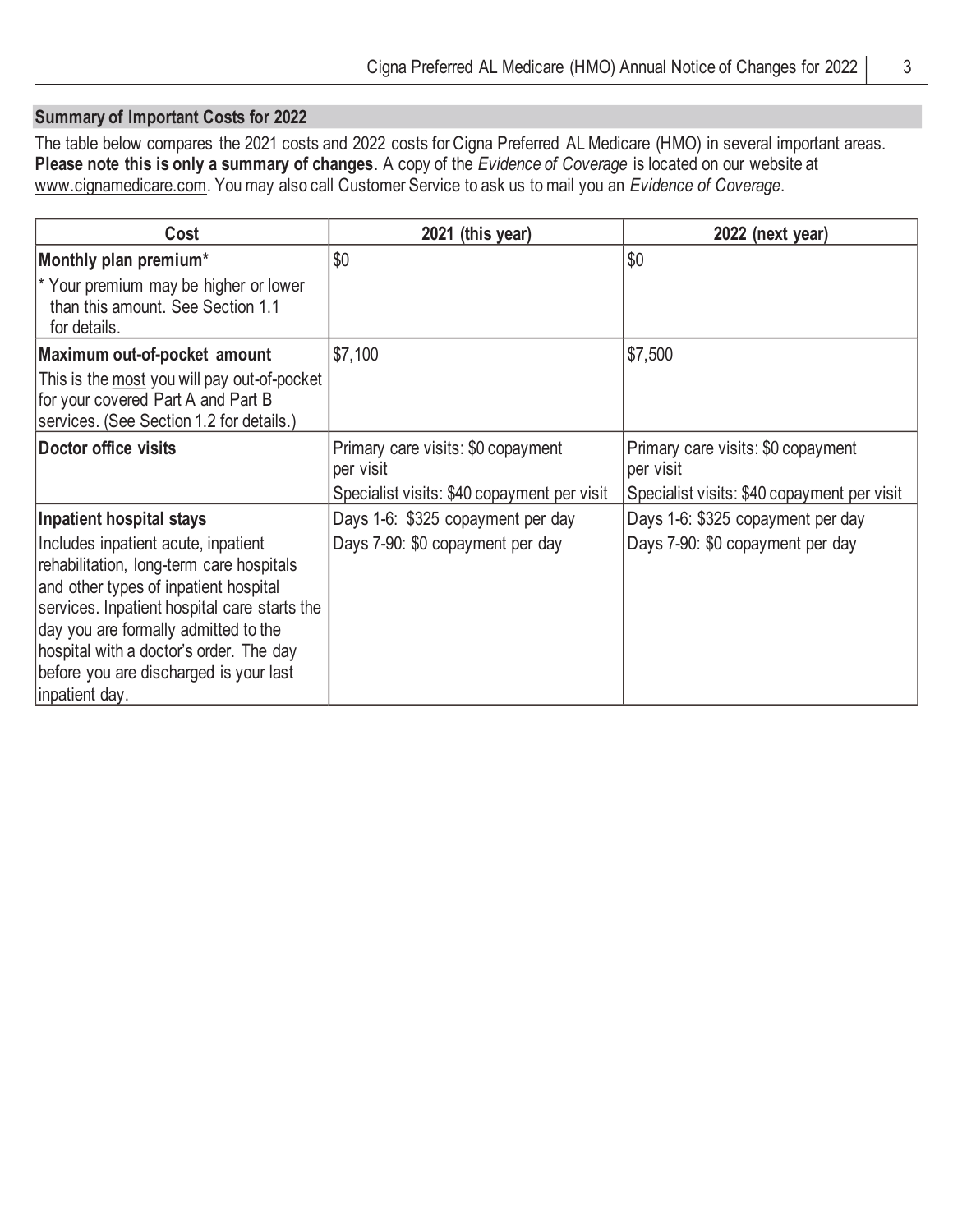## Summary of Important Costs for 2022

The table below compares the 2021 costs and 2022 costs for Cigna Preferred AL Medicare (HMO) in several important areas. **Please note this is only a summary of changes**. A copy of the *Evidence of Coverage* is located on our website at www.cignamedicare.com. You may also call Customer Service to ask us to mail you an *Evidence of Coverage*.

| Cost | 2021 (this year) | 2022 (next year) |
|---|---|---|
| **Monthly plan premium*** <br> * Your premium may be higher or lower than this amount. See Section 1.1 for details. | $0 | $0 |
| **Maximum out-of-pocket amount** <br> This is the most you will pay out-of-pocket for your covered Part A and Part B services. (See Section 1.2 for details.) | $7,100 | $7,500 |
| **Doctor office visits** | Primary care visits: $0 copayment per visit <br> Specialist visits: $40 copayment per visit | Primary care visits: $0 copayment per visit <br> Specialist visits: $40 copayment per visit |
| **Inpatient hospital stays** <br> Includes inpatient acute, inpatient rehabilitation, long-term care hospitals and other types of inpatient hospital services. Inpatient hospital care starts the day you are formally admitted to the hospital with a doctor's order. The day before you are discharged is your last inpatient day. | Days 1-6: $325 copayment per day <br> Days 7-90: $0 copayment per day | Days 1-6: $325 copayment per day <br> Days 7-90: $0 copayment per day |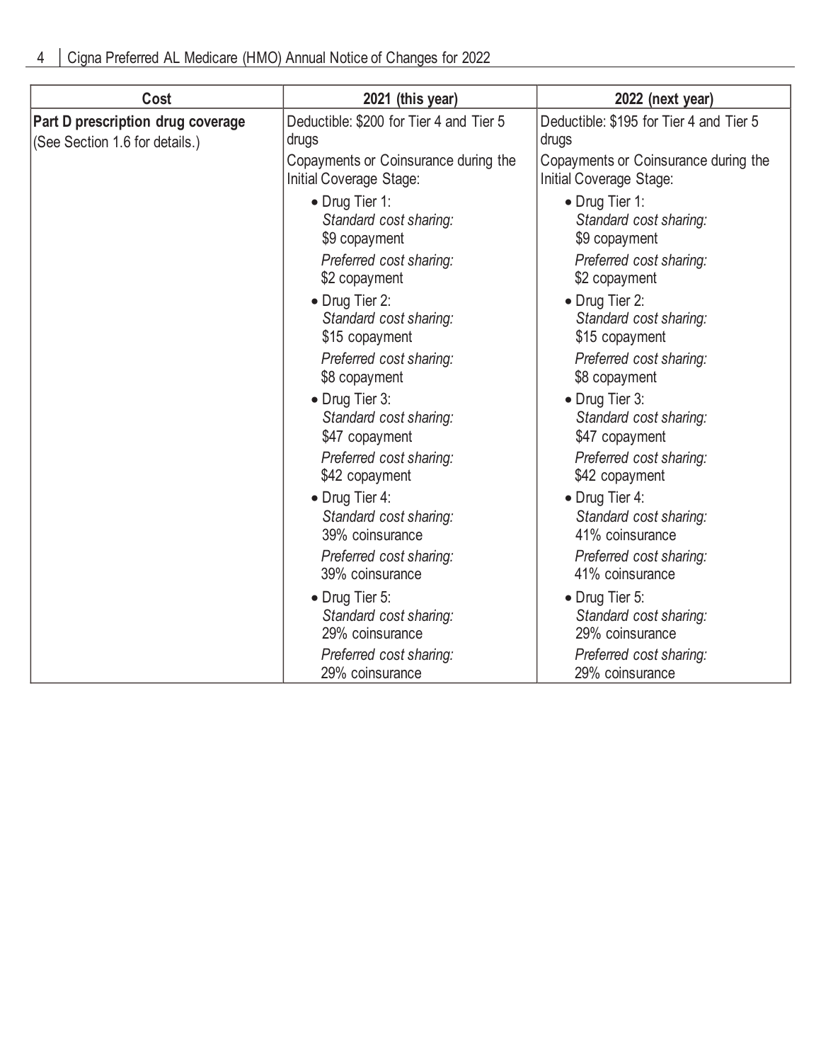| Cost | 2021 (this year) | 2022 (next year) |
|---|---|---|
| **Part D prescription drug coverage** (See Section 1.6 for details.) | Deductible: $200 for Tier 4 and Tier 5 drugs<br><br>Copayments or Coinsurance during the Initial Coverage Stage:<br><br>• Drug Tier 1:<br>*Standard cost sharing:*<br>$9 copayment<br>*Preferred cost sharing:*<br>$2 copayment<br>• Drug Tier 2:<br>*Standard cost sharing:*<br>$15 copayment<br>*Preferred cost sharing:*<br>$8 copayment<br>• Drug Tier 3:<br>*Standard cost sharing:*<br>$47 copayment<br>*Preferred cost sharing:*<br>$42 copayment<br>• Drug Tier 4:<br>*Standard cost sharing:*<br>39% coinsurance<br>*Preferred cost sharing:*<br>39% coinsurance<br>• Drug Tier 5:<br>*Standard cost sharing:*<br>29% coinsurance<br>*Preferred cost sharing:*<br>29% coinsurance | Deductible: $195 for Tier 4 and Tier 5 drugs<br><br>Copayments or Coinsurance during the Initial Coverage Stage:<br><br>• Drug Tier 1:<br>*Standard cost sharing:*<br>$9 copayment<br>*Preferred cost sharing:*<br>$2 copayment<br>• Drug Tier 2:<br>*Standard cost sharing:*<br>$15 copayment<br>*Preferred cost sharing:*<br>$8 copayment<br>• Drug Tier 3:<br>*Standard cost sharing:*<br>$47 copayment<br>*Preferred cost sharing:*<br>$42 copayment<br>• Drug Tier 4:<br>*Standard cost sharing:*<br>41% coinsurance<br>*Preferred cost sharing:*<br>41% coinsurance<br>• Drug Tier 5:<br>*Standard cost sharing:*<br>29% coinsurance<br>*Preferred cost sharing:*<br>29% coinsurance |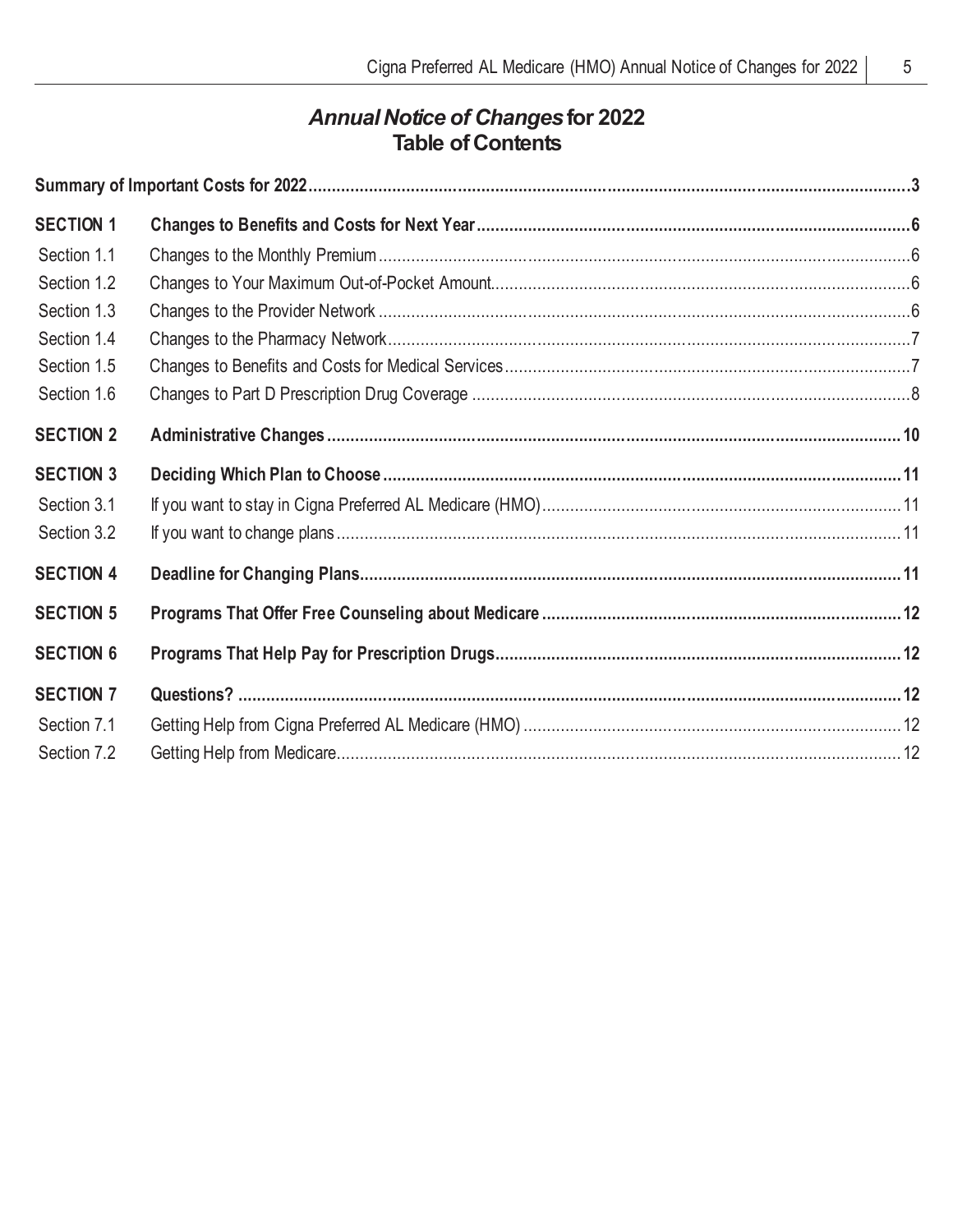## *Annual Notice of Changes* for 2022
## Table of Contents

| | | |
|---|---|---|
| **Summary of Important Costs for 2022** | | **3** |
| **SECTION 1** | **Changes to Benefits and Costs for Next Year** | **6** |
| Section 1.1 | Changes to the Monthly Premium | 6 |
| Section 1.2 | Changes to Your Maximum Out-of-Pocket Amount | 6 |
| Section 1.3 | Changes to the Provider Network | 6 |
| Section 1.4 | Changes to the Pharmacy Network | 7 |
| Section 1.5 | Changes to Benefits and Costs for Medical Services | 7 |
| Section 1.6 | Changes to Part D Prescription Drug Coverage | 8 |
| **SECTION 2** | **Administrative Changes** | **10** |
| **SECTION 3** | **Deciding Which Plan to Choose** | **11** |
| Section 3.1 | If you want to stay in Cigna Preferred AL Medicare (HMO) | 11 |
| Section 3.2 | If you want to change plans | 11 |
| **SECTION 4** | **Deadline for Changing Plans** | **11** |
| **SECTION 5** | **Programs That Offer Free Counseling about Medicare** | **12** |
| **SECTION 6** | **Programs That Help Pay for Prescription Drugs** | **12** |
| **SECTION 7** | **Questions?** | **12** |
| Section 7.1 | Getting Help from Cigna Preferred AL Medicare (HMO) | 12 |
| Section 7.2 | Getting Help from Medicare | 12 |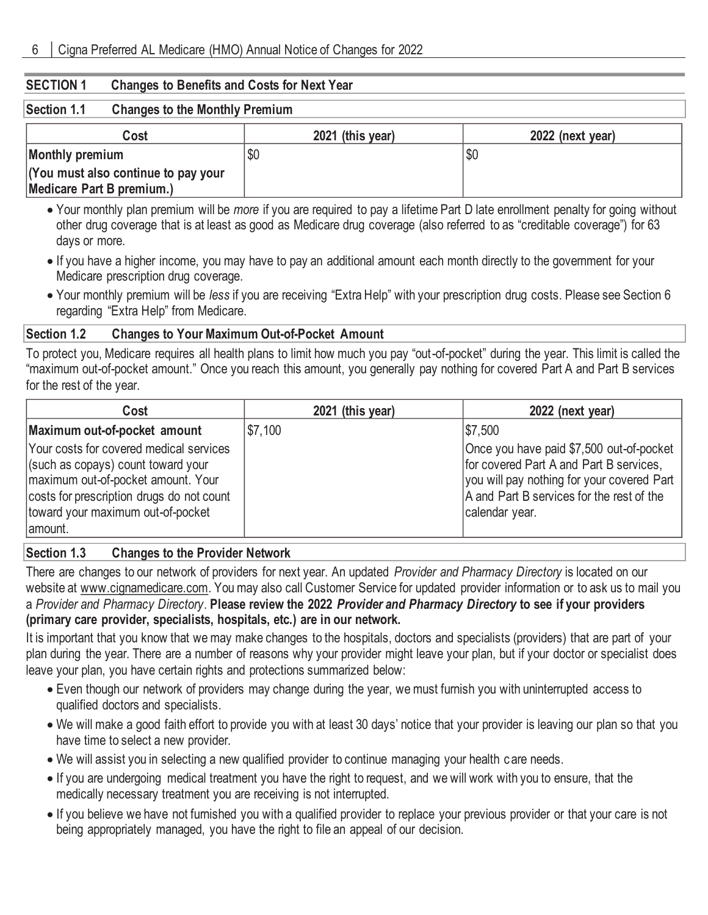## SECTION 1 Changes to Benefits and Costs for Next Year

### Section 1.1 Changes to the Monthly Premium

| Cost | 2021 (this year) | 2022 (next year) |
|---|---|---|
| **Monthly premium**<br>**(You must also continue to pay your Medicare Part B premium.)** | $0 | $0 |

- Your monthly plan premium will be *more* if you are required to pay a lifetime Part D late enrollment penalty for going without other drug coverage that is at least as good as Medicare drug coverage (also referred to as "creditable coverage") for 63 days or more.
- If you have a higher income, you may have to pay an additional amount each month directly to the government for your Medicare prescription drug coverage.
- Your monthly premium will be *less* if you are receiving "Extra Help" with your prescription drug costs. Please see Section 6 regarding "Extra Help" from Medicare.

### Section 1.2 Changes to Your Maximum Out-of-Pocket Amount

To protect you, Medicare requires all health plans to limit how much you pay "out-of-pocket" during the year. This limit is called the "maximum out-of-pocket amount." Once you reach this amount, you generally pay nothing for covered Part A and Part B services for the rest of the year.

| Cost | 2021 (this year) | 2022 (next year) |
|---|---|---|
| **Maximum out-of-pocket amount**<br>Your costs for covered medical services (such as copays) count toward your maximum out-of-pocket amount. Your costs for prescription drugs do not count toward your maximum out-of-pocket amount. | $7,100 | $7,500<br>Once you have paid $7,500 out-of-pocket for covered Part A and Part B services, you will pay nothing for your covered Part A and Part B services for the rest of the calendar year. |

### Section 1.3 Changes to the Provider Network

There are changes to our network of providers for next year. An updated *Provider and Pharmacy Directory* is located on our website at www.cignamedicare.com. You may also call Customer Service for updated provider information or to ask us to mail you a *Provider and Pharmacy Directory*. **Please review the 2022 *Provider and Pharmacy Directory* to see if your providers (primary care provider, specialists, hospitals, etc.) are in our network.**

It is important that you know that we may make changes to the hospitals, doctors and specialists (providers) that are part of your plan during the year. There are a number of reasons why your provider might leave your plan, but if your doctor or specialist does leave your plan, you have certain rights and protections summarized below:

- Even though our network of providers may change during the year, we must furnish you with uninterrupted access to qualified doctors and specialists.
- We will make a good faith effort to provide you with at least 30 days' notice that your provider is leaving our plan so that you have time to select a new provider.
- We will assist you in selecting a new qualified provider to continue managing your health care needs.
- If you are undergoing medical treatment you have the right to request, and we will work with you to ensure, that the medically necessary treatment you are receiving is not interrupted.
- If you believe we have not furnished you with a qualified provider to replace your previous provider or that your care is not being appropriately managed, you have the right to file an appeal of our decision.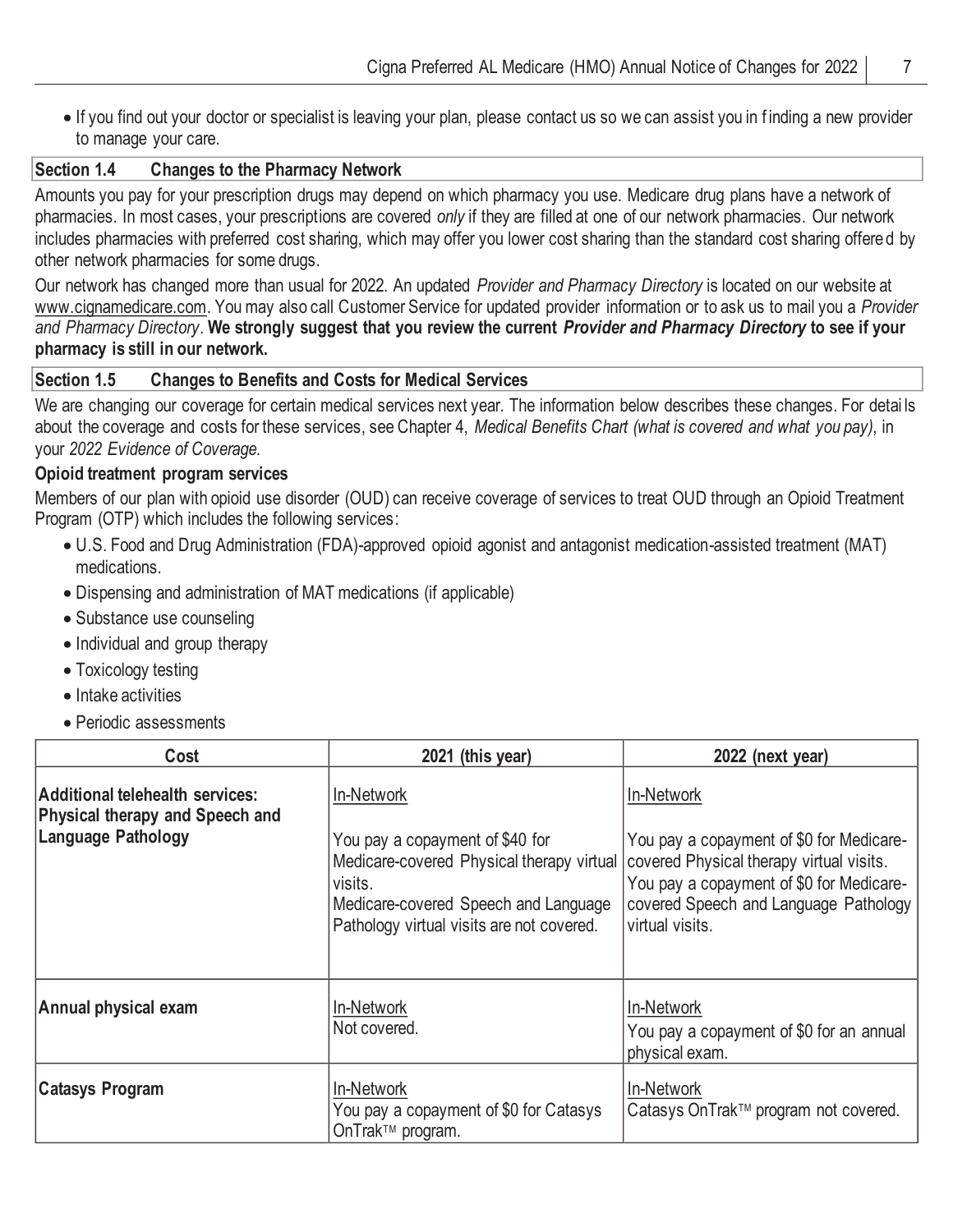- If you find out your doctor or specialist is leaving your plan, please contact us so we can assist you in finding a new provider to manage your care.

### Section 1.4 Changes to the Pharmacy Network

Amounts you pay for your prescription drugs may depend on which pharmacy you use. Medicare drug plans have a network of pharmacies. In most cases, your prescriptions are covered *only* if they are filled at one of our network pharmacies. Our network includes pharmacies with preferred cost sharing, which may offer you lower cost sharing than the standard cost sharing offered by other network pharmacies for some drugs.

Our network has changed more than usual for 2022. An updated *Provider and Pharmacy Directory* is located on our website at www.cignamedicare.com. You may also call Customer Service for updated provider information or to ask us to mail you a *Provider and Pharmacy Directory*. **We strongly suggest that you review the current *Provider and Pharmacy Directory* to see if your pharmacy is still in our network.**

### Section 1.5 Changes to Benefits and Costs for Medical Services

We are changing our coverage for certain medical services next year. The information below describes these changes. For details about the coverage and costs for these services, see Chapter 4, *Medical Benefits Chart (what is covered and what you pay)*, in your *2022 Evidence of Coverage.*

**Opioid treatment program services**

Members of our plan with opioid use disorder (OUD) can receive coverage of services to treat OUD through an Opioid Treatment Program (OTP) which includes the following services:

- U.S. Food and Drug Administration (FDA)-approved opioid agonist and antagonist medication-assisted treatment (MAT) medications.
- Dispensing and administration of MAT medications (if applicable)
- Substance use counseling
- Individual and group therapy
- Toxicology testing
- Intake activities
- Periodic assessments

| Cost | 2021 (this year) | 2022 (next year) |
|---|---|---|
| **Additional telehealth services: Physical therapy and Speech and Language Pathology** | In-Network<br><br>You pay a copayment of $40 for Medicare-covered Physical therapy virtual visits.<br>Medicare-covered Speech and Language Pathology virtual visits are not covered. | In-Network<br><br>You pay a copayment of $0 for Medicare-covered Physical therapy virtual visits.<br>You pay a copayment of $0 for Medicare-covered Speech and Language Pathology virtual visits. |
| **Annual physical exam** | In-Network<br>Not covered. | In-Network<br>You pay a copayment of $0 for an annual physical exam. |
| **Catasys Program** | In-Network<br>You pay a copayment of $0 for Catasys OnTrak™ program. | In-Network<br>Catasys OnTrak™ program not covered. |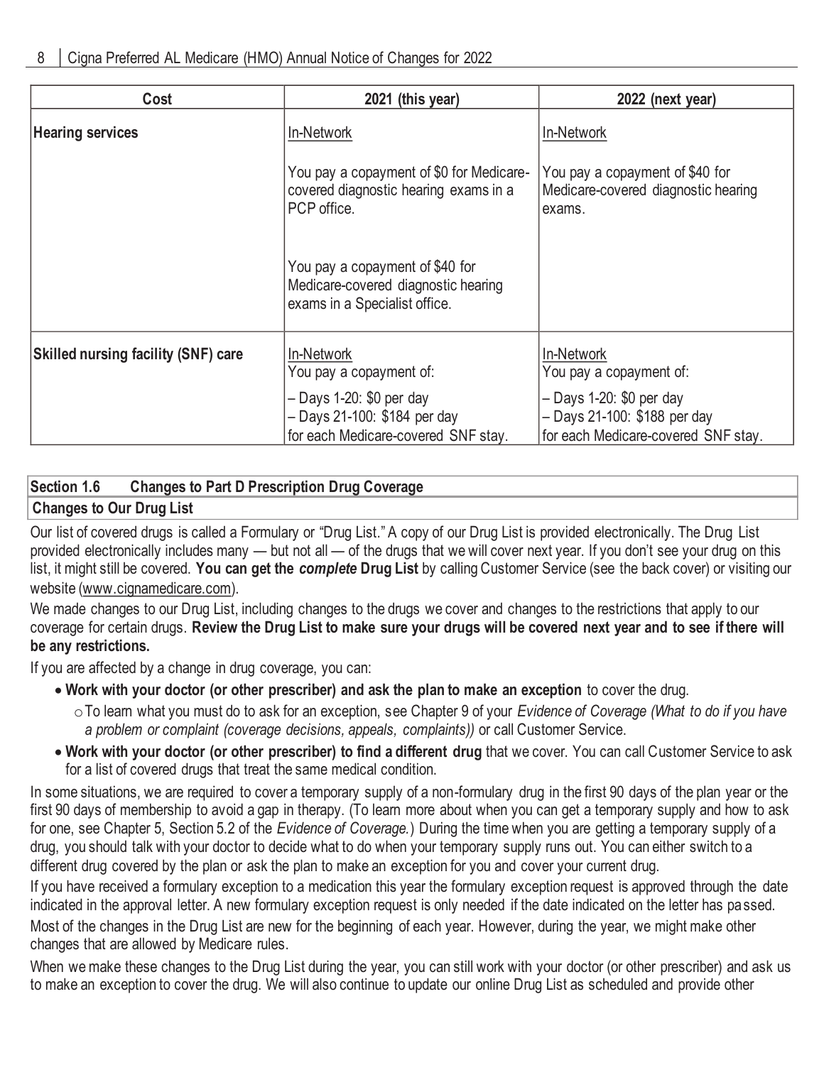| Cost | 2021 (this year) | 2022 (next year) |
|---|---|---|
| **Hearing services** | In-Network<br><br>You pay a copayment of $0 for Medicare-covered diagnostic hearing exams in a PCP office.<br><br>You pay a copayment of $40 for Medicare-covered diagnostic hearing exams in a Specialist office. | In-Network<br><br>You pay a copayment of $40 for Medicare-covered diagnostic hearing exams. |
| **Skilled nursing facility (SNF) care** | In-Network<br>You pay a copayment of:<br>– Days 1-20: $0 per day<br>– Days 21-100: $184 per day<br>for each Medicare-covered SNF stay. | In-Network<br>You pay a copayment of:<br>– Days 1-20: $0 per day<br>– Days 21-100: $188 per day<br>for each Medicare-covered SNF stay. |

## Section 1.6 Changes to Part D Prescription Drug Coverage

### Changes to Our Drug List

Our list of covered drugs is called a Formulary or "Drug List." A copy of our Drug List is provided electronically. The Drug List provided electronically includes many — but not all — of the drugs that we will cover next year. If you don't see your drug on this list, it might still be covered. **You can get the *complete* Drug List** by calling Customer Service (see the back cover) or visiting our website (www.cignamedicare.com).

We made changes to our Drug List, including changes to the drugs we cover and changes to the restrictions that apply to our coverage for certain drugs. **Review the Drug List to make sure your drugs will be covered next year and to see if there will be any restrictions.**

If you are affected by a change in drug coverage, you can:

- **Work with your doctor (or other prescriber) and ask the plan to make an exception** to cover the drug.
  - To learn what you must do to ask for an exception, see Chapter 9 of your *Evidence of Coverage (What to do if you have a problem or complaint (coverage decisions, appeals, complaints))* or call Customer Service.
- **Work with your doctor (or other prescriber) to find a different drug** that we cover. You can call Customer Service to ask for a list of covered drugs that treat the same medical condition.

In some situations, we are required to cover a temporary supply of a non-formulary drug in the first 90 days of the plan year or the first 90 days of membership to avoid a gap in therapy. (To learn more about when you can get a temporary supply and how to ask for one, see Chapter 5, Section 5.2 of the *Evidence of Coverage.*) During the time when you are getting a temporary supply of a drug, you should talk with your doctor to decide what to do when your temporary supply runs out. You can either switch to a different drug covered by the plan or ask the plan to make an exception for you and cover your current drug.

If you have received a formulary exception to a medication this year the formulary exception request is approved through the date indicated in the approval letter. A new formulary exception request is only needed if the date indicated on the letter has passed.

Most of the changes in the Drug List are new for the beginning of each year. However, during the year, we might make other changes that are allowed by Medicare rules.

When we make these changes to the Drug List during the year, you can still work with your doctor (or other prescriber) and ask us to make an exception to cover the drug. We will also continue to update our online Drug List as scheduled and provide other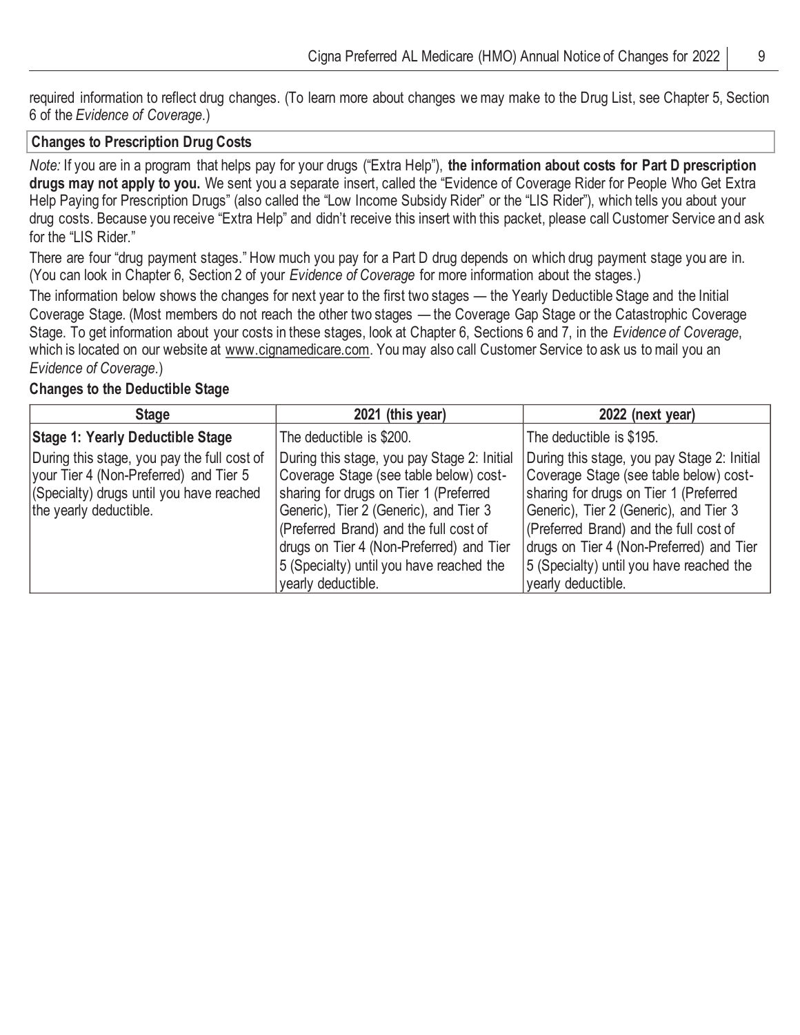required information to reflect drug changes. (To learn more about changes we may make to the Drug List, see Chapter 5, Section 6 of the *Evidence of Coverage*.)

### Changes to Prescription Drug Costs

*Note:* If you are in a program that helps pay for your drugs ("Extra Help"), **the information about costs for Part D prescription drugs may not apply to you.** We sent you a separate insert, called the "Evidence of Coverage Rider for People Who Get Extra Help Paying for Prescription Drugs" (also called the "Low Income Subsidy Rider" or the "LIS Rider"), which tells you about your drug costs. Because you receive "Extra Help" and didn't receive this insert with this packet, please call Customer Service and ask for the "LIS Rider."

There are four "drug payment stages." How much you pay for a Part D drug depends on which drug payment stage you are in. (You can look in Chapter 6, Section 2 of your *Evidence of Coverage* for more information about the stages.)

The information below shows the changes for next year to the first two stages — the Yearly Deductible Stage and the Initial Coverage Stage. (Most members do not reach the other two stages — the Coverage Gap Stage or the Catastrophic Coverage Stage. To get information about your costs in these stages, look at Chapter 6, Sections 6 and 7, in the *Evidence of Coverage*, which is located on our website at www.cignamedicare.com. You may also call Customer Service to ask us to mail you an *Evidence of Coverage*.)

#### Changes to the Deductible Stage

| Stage | 2021 (this year) | 2022 (next year) |
|---|---|---|
| **Stage 1: Yearly Deductible Stage**<br><br>During this stage, you pay the full cost of your Tier 4 (Non-Preferred) and Tier 5 (Specialty) drugs until you have reached the yearly deductible. | The deductible is $200.<br><br>During this stage, you pay Stage 2: Initial Coverage Stage (see table below) cost-sharing for drugs on Tier 1 (Preferred Generic), Tier 2 (Generic), and Tier 3 (Preferred Brand) and the full cost of drugs on Tier 4 (Non-Preferred) and Tier 5 (Specialty) until you have reached the yearly deductible. | The deductible is $195.<br><br>During this stage, you pay Stage 2: Initial Coverage Stage (see table below) cost-sharing for drugs on Tier 1 (Preferred Generic), Tier 2 (Generic), and Tier 3 (Preferred Brand) and the full cost of drugs on Tier 4 (Non-Preferred) and Tier 5 (Specialty) until you have reached the yearly deductible. |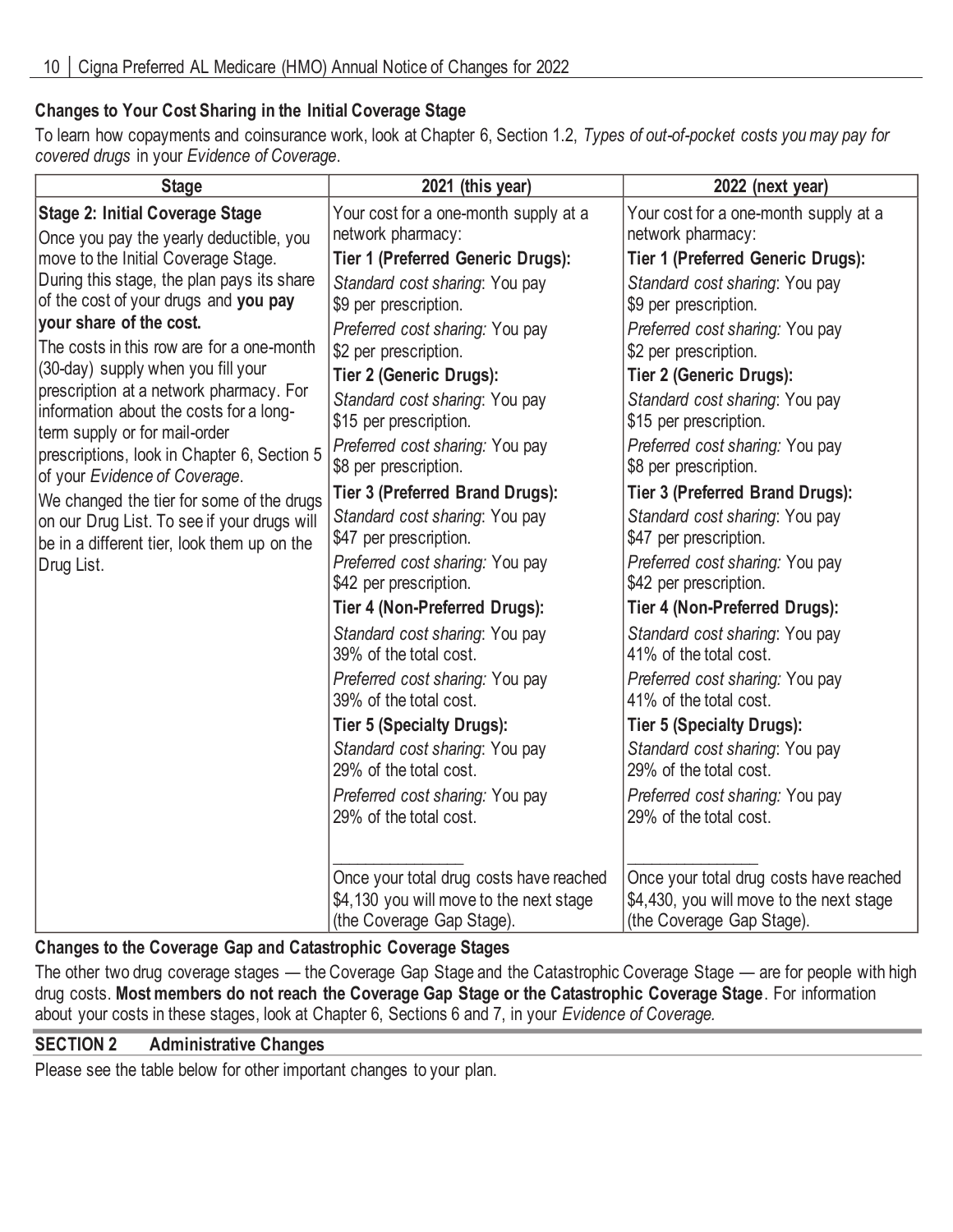### Changes to Your Cost Sharing in the Initial Coverage Stage

To learn how copayments and coinsurance work, look at Chapter 6, Section 1.2, *Types of out-of-pocket costs you may pay for covered drugs* in your *Evidence of Coverage*.

| Stage | 2021 (this year) | 2022 (next year) |
|---|---|---|
| **Stage 2: Initial Coverage Stage**<br>Once you pay the yearly deductible, you move to the Initial Coverage Stage. During this stage, the plan pays its share of the cost of your drugs and **you pay your share of the cost.**<br>The costs in this row are for a one-month (30-day) supply when you fill your prescription at a network pharmacy. For information about the costs for a long-term supply or for mail-order prescriptions, look in Chapter 6, Section 5 of your *Evidence of Coverage*.<br>We changed the tier for some of the drugs on our Drug List. To see if your drugs will be in a different tier, look them up on the Drug List. | Your cost for a one-month supply at a network pharmacy:<br>**Tier 1 (Preferred Generic Drugs):**<br>*Standard cost sharing*: You pay $9 per prescription.<br>*Preferred cost sharing:* You pay $2 per prescription.<br>**Tier 2 (Generic Drugs):**<br>*Standard cost sharing*: You pay $15 per prescription.<br>*Preferred cost sharing:* You pay $8 per prescription.<br>**Tier 3 (Preferred Brand Drugs):**<br>*Standard cost sharing*: You pay $47 per prescription.<br>*Preferred cost sharing:* You pay $42 per prescription.<br>**Tier 4 (Non-Preferred Drugs):**<br>*Standard cost sharing*: You pay 39% of the total cost.<br>*Preferred cost sharing:* You pay 39% of the total cost.<br>**Tier 5 (Specialty Drugs):**<br>*Standard cost sharing*: You pay 29% of the total cost.<br>*Preferred cost sharing:* You pay 29% of the total cost.<br>\_\_\_\_\_\_\_\_\_\_\_\_\_\_\_<br>Once your total drug costs have reached $4,130 you will move to the next stage (the Coverage Gap Stage). | Your cost for a one-month supply at a network pharmacy:<br>**Tier 1 (Preferred Generic Drugs):**<br>*Standard cost sharing*: You pay $9 per prescription.<br>*Preferred cost sharing:* You pay $2 per prescription.<br>**Tier 2 (Generic Drugs):**<br>*Standard cost sharing*: You pay $15 per prescription.<br>*Preferred cost sharing:* You pay $8 per prescription.<br>**Tier 3 (Preferred Brand Drugs):**<br>*Standard cost sharing*: You pay $47 per prescription.<br>*Preferred cost sharing:* You pay $42 per prescription.<br>**Tier 4 (Non-Preferred Drugs):**<br>*Standard cost sharing*: You pay 41% of the total cost.<br>*Preferred cost sharing:* You pay 41% of the total cost.<br>**Tier 5 (Specialty Drugs):**<br>*Standard cost sharing*: You pay 29% of the total cost.<br>*Preferred cost sharing:* You pay 29% of the total cost.<br>\_\_\_\_\_\_\_\_\_\_\_\_\_\_\_<br>Once your total drug costs have reached $4,430, you will move to the next stage (the Coverage Gap Stage). |

### Changes to the Coverage Gap and Catastrophic Coverage Stages

The other two drug coverage stages — the Coverage Gap Stage and the Catastrophic Coverage Stage — are for people with high drug costs. **Most members do not reach the Coverage Gap Stage or the Catastrophic Coverage Stage**. For information about your costs in these stages, look at Chapter 6, Sections 6 and 7, in your *Evidence of Coverage.*

## SECTION 2 Administrative Changes

Please see the table below for other important changes to your plan.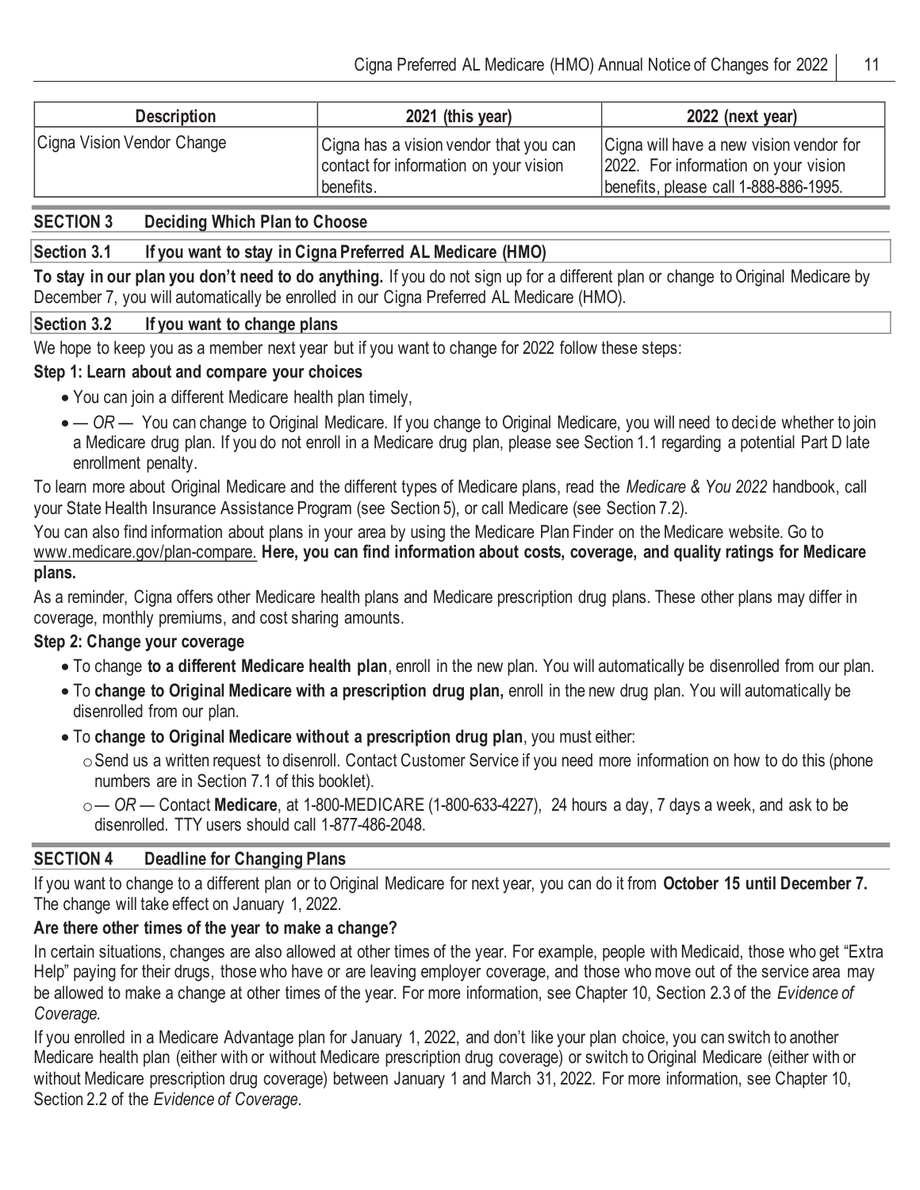| Description | 2021 (this year) | 2022 (next year) |
|---|---|---|
| Cigna Vision Vendor Change | Cigna has a vision vendor that you can contact for information on your vision benefits. | Cigna will have a new vision vendor for 2022. For information on your vision benefits, please call 1-888-886-1995. |

## SECTION 3 Deciding Which Plan to Choose

### Section 3.1 If you want to stay in Cigna Preferred AL Medicare (HMO)

**To stay in our plan you don't need to do anything.** If you do not sign up for a different plan or change to Original Medicare by December 7, you will automatically be enrolled in our Cigna Preferred AL Medicare (HMO).

### Section 3.2 If you want to change plans

We hope to keep you as a member next year but if you want to change for 2022 follow these steps:

**Step 1: Learn about and compare your choices**

- You can join a different Medicare health plan timely,
- *— OR —* You can change to Original Medicare. If you change to Original Medicare, you will need to decide whether to join a Medicare drug plan. If you do not enroll in a Medicare drug plan, please see Section 1.1 regarding a potential Part D late enrollment penalty.

To learn more about Original Medicare and the different types of Medicare plans, read the *Medicare & You 2022* handbook, call your State Health Insurance Assistance Program (see Section 5), or call Medicare (see Section 7.2).

You can also find information about plans in your area by using the Medicare Plan Finder on the Medicare website. Go to www.medicare.gov/plan-compare. **Here, you can find information about costs, coverage, and quality ratings for Medicare plans.**

As a reminder, Cigna offers other Medicare health plans and Medicare prescription drug plans. These other plans may differ in coverage, monthly premiums, and cost sharing amounts.

**Step 2: Change your coverage**

- To change **to a different Medicare health plan**, enroll in the new plan. You will automatically be disenrolled from our plan.
- To **change to Original Medicare with a prescription drug plan,** enroll in the new drug plan. You will automatically be disenrolled from our plan.
- To **change to Original Medicare without a prescription drug plan**, you must either:
  - Send us a written request to disenroll. Contact Customer Service if you need more information on how to do this (phone numbers are in Section 7.1 of this booklet).
  - *— OR —* Contact **Medicare**, at 1-800-MEDICARE (1-800-633-4227), 24 hours a day, 7 days a week, and ask to be disenrolled. TTY users should call 1-877-486-2048.

## SECTION 4 Deadline for Changing Plans

If you want to change to a different plan or to Original Medicare for next year, you can do it from **October 15 until December 7.** The change will take effect on January 1, 2022.

**Are there other times of the year to make a change?**

In certain situations, changes are also allowed at other times of the year. For example, people with Medicaid, those who get "Extra Help" paying for their drugs, those who have or are leaving employer coverage, and those who move out of the service area may be allowed to make a change at other times of the year. For more information, see Chapter 10, Section 2.3 of the *Evidence of Coverage.*

If you enrolled in a Medicare Advantage plan for January 1, 2022, and don't like your plan choice, you can switch to another Medicare health plan (either with or without Medicare prescription drug coverage) or switch to Original Medicare (either with or without Medicare prescription drug coverage) between January 1 and March 31, 2022. For more information, see Chapter 10, Section 2.2 of the *Evidence of Coverage*.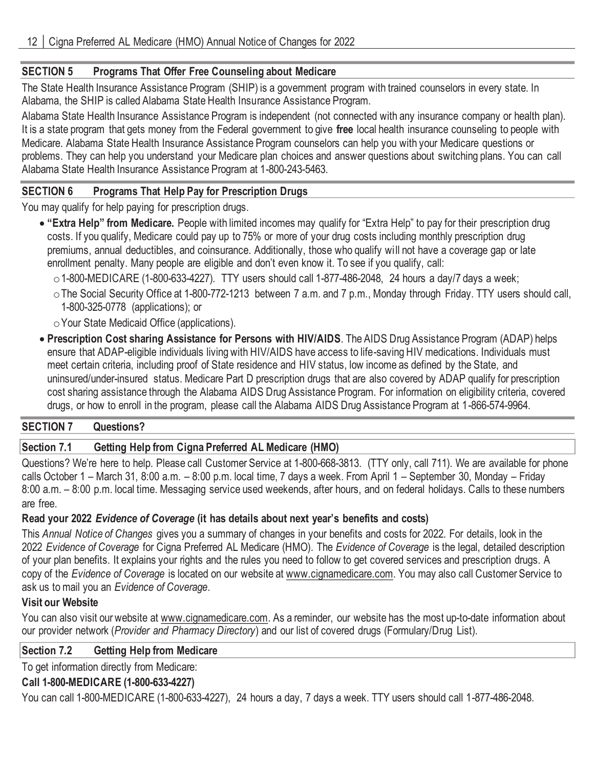## SECTION 5 Programs That Offer Free Counseling about Medicare

The State Health Insurance Assistance Program (SHIP) is a government program with trained counselors in every state. In Alabama, the SHIP is called Alabama State Health Insurance Assistance Program.

Alabama State Health Insurance Assistance Program is independent (not connected with any insurance company or health plan). It is a state program that gets money from the Federal government to give **free** local health insurance counseling to people with Medicare. Alabama State Health Insurance Assistance Program counselors can help you with your Medicare questions or problems. They can help you understand your Medicare plan choices and answer questions about switching plans. You can call Alabama State Health Insurance Assistance Program at 1-800-243-5463.

## SECTION 6 Programs That Help Pay for Prescription Drugs

You may qualify for help paying for prescription drugs.

- **"Extra Help" from Medicare.** People with limited incomes may qualify for "Extra Help" to pay for their prescription drug costs. If you qualify, Medicare could pay up to 75% or more of your drug costs including monthly prescription drug premiums, annual deductibles, and coinsurance. Additionally, those who qualify will not have a coverage gap or late enrollment penalty. Many people are eligible and don't even know it. To see if you qualify, call:
  - 1-800-MEDICARE (1-800-633-4227). TTY users should call 1-877-486-2048, 24 hours a day/7 days a week;
  - The Social Security Office at 1-800-772-1213 between 7 a.m. and 7 p.m., Monday through Friday. TTY users should call, 1-800-325-0778 (applications); or
  - Your State Medicaid Office (applications).
- **Prescription Cost sharing Assistance for Persons with HIV/AIDS**. The AIDS Drug Assistance Program (ADAP) helps ensure that ADAP-eligible individuals living with HIV/AIDS have access to life-saving HIV medications. Individuals must meet certain criteria, including proof of State residence and HIV status, low income as defined by the State, and uninsured/under-insured status. Medicare Part D prescription drugs that are also covered by ADAP qualify for prescription cost sharing assistance through the Alabama AIDS Drug Assistance Program. For information on eligibility criteria, covered drugs, or how to enroll in the program, please call the Alabama AIDS Drug Assistance Program at 1-866-574-9964.

## SECTION 7 Questions?

### Section 7.1 Getting Help from Cigna Preferred AL Medicare (HMO)

Questions? We're here to help. Please call Customer Service at 1-800-668-3813. (TTY only, call 711). We are available for phone calls October 1 – March 31, 8:00 a.m. – 8:00 p.m. local time, 7 days a week. From April 1 – September 30, Monday – Friday 8:00 a.m. – 8:00 p.m. local time. Messaging service used weekends, after hours, and on federal holidays. Calls to these numbers are free.

**Read your 2022 *Evidence of Coverage* (it has details about next year's benefits and costs)**

This *Annual Notice of Changes* gives you a summary of changes in your benefits and costs for 2022. For details, look in the 2022 *Evidence of Coverage* for Cigna Preferred AL Medicare (HMO). The *Evidence of Coverage* is the legal, detailed description of your plan benefits. It explains your rights and the rules you need to follow to get covered services and prescription drugs. A copy of the *Evidence of Coverage* is located on our website at www.cignamedicare.com. You may also call Customer Service to ask us to mail you an *Evidence of Coverage*.

**Visit our Website**

You can also visit our website at www.cignamedicare.com. As a reminder, our website has the most up-to-date information about our provider network (*Provider and Pharmacy Directory*) and our list of covered drugs (Formulary/Drug List).

### Section 7.2 Getting Help from Medicare

To get information directly from Medicare:

**Call 1-800-MEDICARE (1-800-633-4227)**

You can call 1-800-MEDICARE (1-800-633-4227), 24 hours a day, 7 days a week. TTY users should call 1-877-486-2048.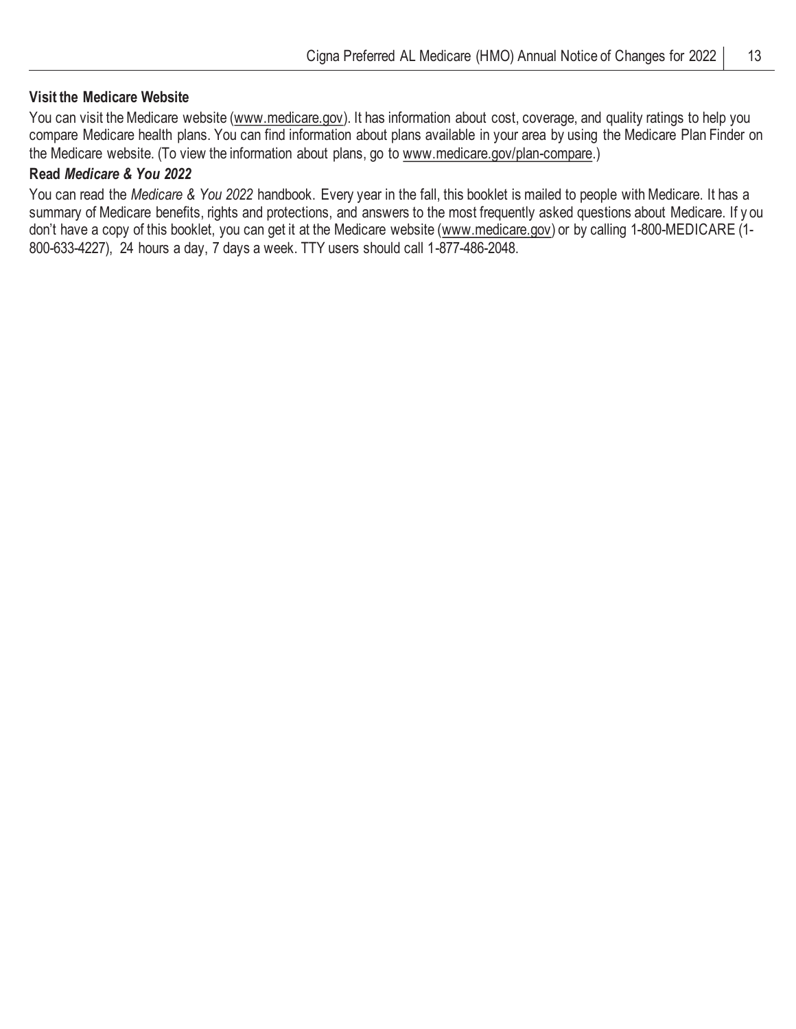### Visit the Medicare Website

You can visit the Medicare website (www.medicare.gov). It has information about cost, coverage, and quality ratings to help you compare Medicare health plans. You can find information about plans available in your area by using the Medicare Plan Finder on the Medicare website. (To view the information about plans, go to www.medicare.gov/plan-compare.)

### Read *Medicare & You 2022*

You can read the *Medicare & You 2022* handbook. Every year in the fall, this booklet is mailed to people with Medicare. It has a summary of Medicare benefits, rights and protections, and answers to the most frequently asked questions about Medicare. If you don't have a copy of this booklet, you can get it at the Medicare website (www.medicare.gov) or by calling 1-800-MEDICARE (1-800-633-4227), 24 hours a day, 7 days a week. TTY users should call 1-877-486-2048.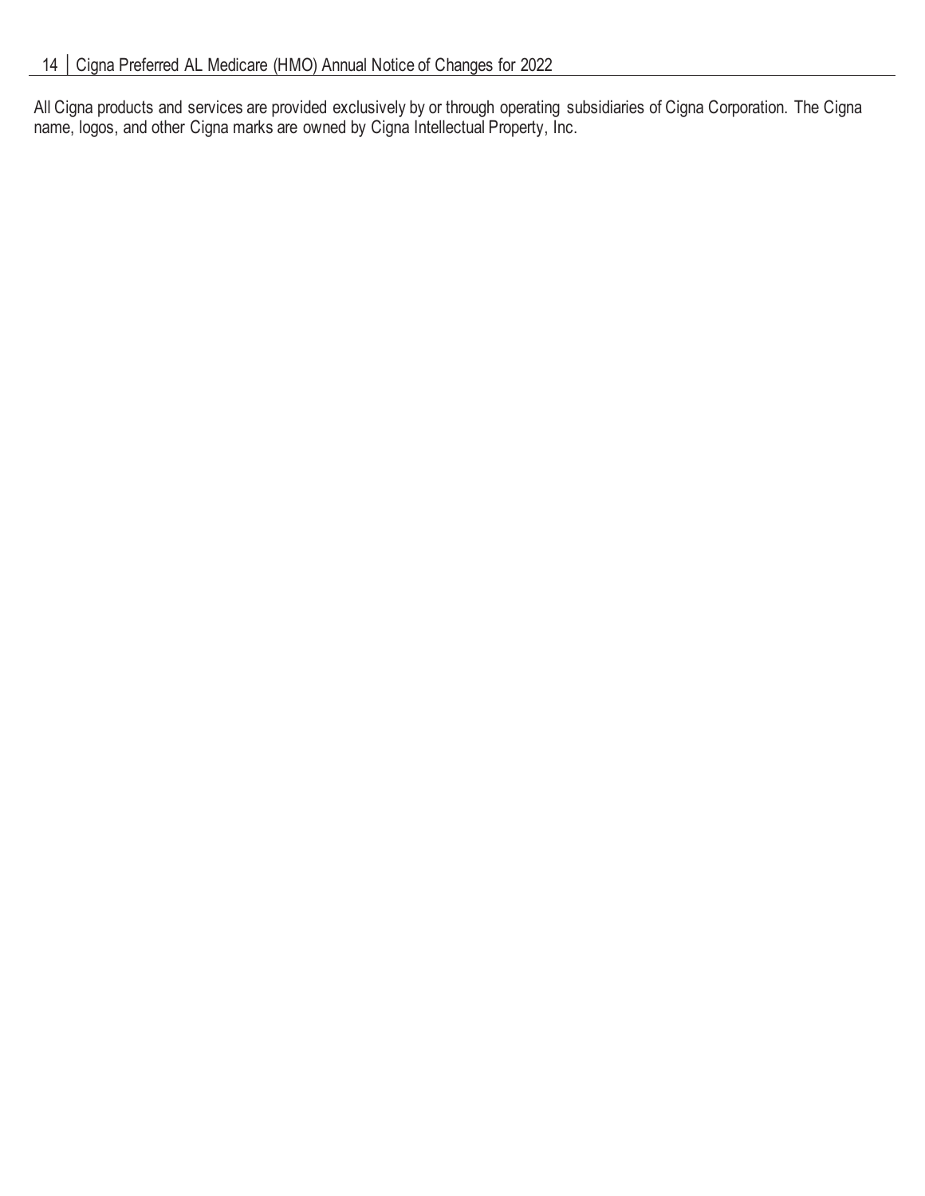All Cigna products and services are provided exclusively by or through operating subsidiaries of Cigna Corporation. The Cigna name, logos, and other Cigna marks are owned by Cigna Intellectual Property, Inc.